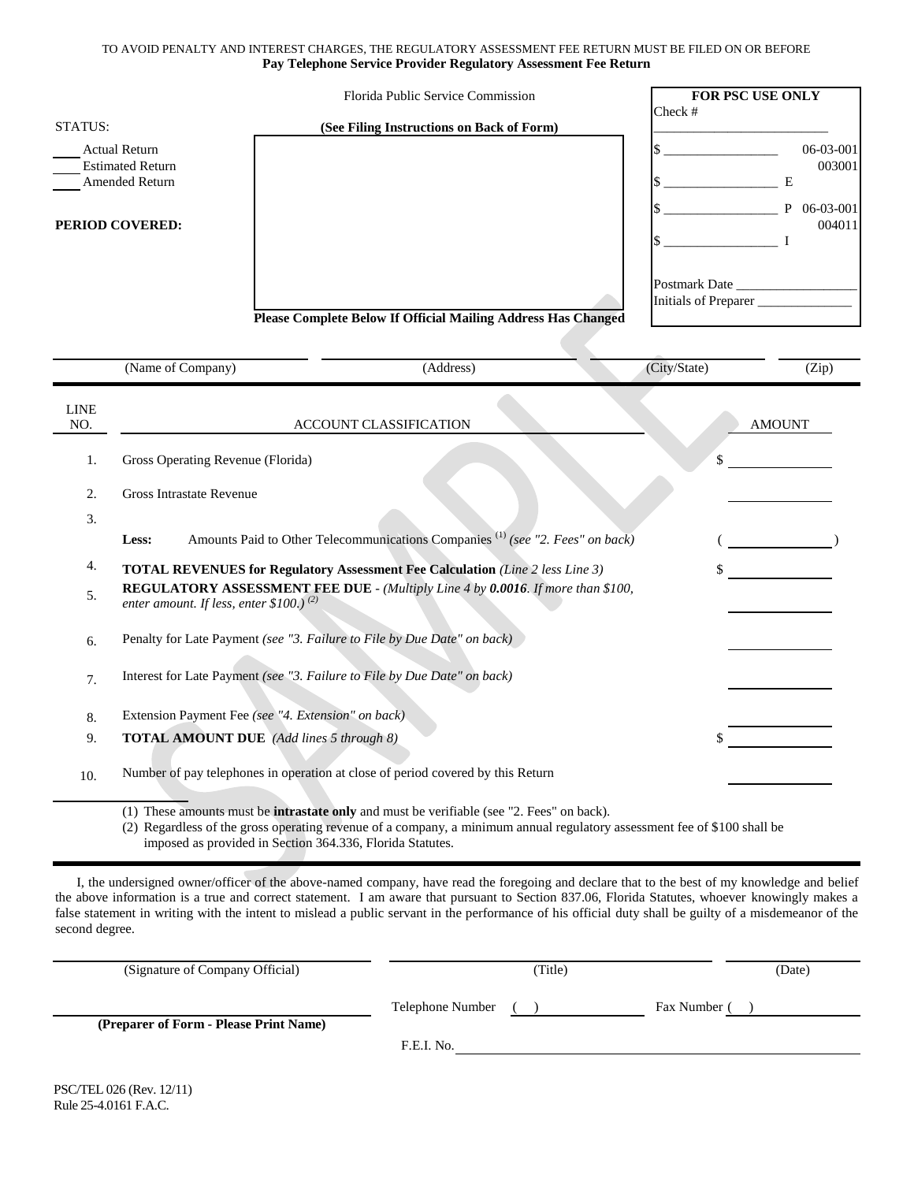TO AVOID PENALTY AND INTEREST CHARGES, THE REGULATORY ASSESSMENT FEE RETURN MUST BE FILED ON OR BEFORE

# Pay Telephone Service Provider Regulatory Assessment Fee Return

Florida Public Service Commission

**(See Filing Instructions on Back of Form)**

STATUS:

____ Actual Return
____ Estimated Return
____ Amended Return

**PERIOD COVERED:**

**Please Complete Below If Official Mailing Address Has Changed**

| **FOR PSC USE ONLY** | |
|---|---|
| Check # ____________ | |
| $ ____________ | 06-03-001 003001 |
| $ ____________ E | |
| $ ____________ P | 06-03-001 004011 |
| $ ____________ I | |
| Postmark Date ____________ | |
| Initials of Preparer ____________ | |

____________ (Name of Company) ____________ (Address) ____________ (City/State) ____________ (Zip)

| LINE NO. | ACCOUNT CLASSIFICATION | AMOUNT |
|---|---|---|
| 1. | Gross Operating Revenue (Florida) | $ ________ |
| 2. | Gross Intrastate Revenue | ________ |
| 3. | **Less:** Amounts Paid to Other Telecommunications Companies [1] *(see "2. Fees" on back)* | ( ________ ) |
| 4. | **TOTAL REVENUES for Regulatory Assessment Fee Calculation** *(Line 2 less Line 3)* | $ ________ |
| 5. | **REGULATORY ASSESSMENT FEE DUE** - *(Multiply Line 4 by* ***0.0016****. If more than $100, enter amount. If less, enter $100.)* [2] | ________ |
| 6. | Penalty for Late Payment *(see "3. Failure to File by Due Date" on back)* | ________ |
| 7. | Interest for Late Payment *(see "3. Failure to File by Due Date" on back)* | ________ |
| 8. | Extension Payment Fee *(see "4. Extension" on back)* | ________ |
| 9. | **TOTAL AMOUNT DUE** *(Add lines 5 through 8)* | $ ________ |
| 10. | Number of pay telephones in operation at close of period covered by this Return | ________ |

(1) These amounts must be **intrastate only** and must be verifiable (see "2. Fees" on back).

(2) Regardless of the gross operating revenue of a company, a minimum annual regulatory assessment fee of $100 shall be imposed as provided in Section 364.336, Florida Statutes.

I, the undersigned owner/officer of the above-named company, have read the foregoing and declare that to the best of my knowledge and belief the above information is a true and correct statement. I am aware that pursuant to Section 837.06, Florida Statutes, whoever knowingly makes a false statement in writing with the intent to mislead a public servant in the performance of his official duty shall be guilty of a misdemeanor of the second degree.

____________ (Signature of Company Official) ____________ (Title) ____________ (Date)

____________ **(Preparer of Form - Please Print Name)**

Telephone Number ( ) ____________ Fax Number ( ) ____________

F.E.I. No. ____________

PSC/TEL 026 (Rev. 12/11)
Rule 25-4.0161 F.A.C.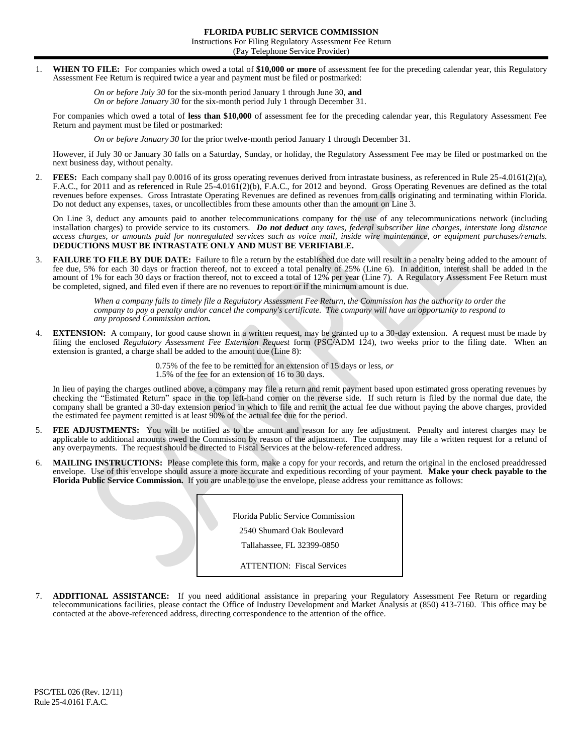**FLORIDA PUBLIC SERVICE COMMISSION**
Instructions For Filing Regulatory Assessment Fee Return
(Pay Telephone Service Provider)

1. **WHEN TO FILE:** For companies which owed a total of **$10,000 or more** of assessment fee for the preceding calendar year, this Regulatory Assessment Fee Return is required twice a year and payment must be filed or postmarked:

   *On or before July 30* for the six-month period January 1 through June 30, **and**
   *On or before January 30* for the six-month period July 1 through December 31.

   For companies which owed a total of **less than $10,000** of assessment fee for the preceding calendar year, this Regulatory Assessment Fee Return and payment must be filed or postmarked:

   *On or before January 30* for the prior twelve-month period January 1 through December 31.

   However, if July 30 or January 30 falls on a Saturday, Sunday, or holiday, the Regulatory Assessment Fee may be filed or postmarked on the next business day, without penalty.

2. **FEES:** Each company shall pay 0.0016 of its gross operating revenues derived from intrastate business, as referenced in Rule 25-4.0161(2)(a), F.A.C., for 2011 and as referenced in Rule 25-4.0161(2)(b), F.A.C., for 2012 and beyond. Gross Operating Revenues are defined as the total revenues before expenses. Gross Intrastate Operating Revenues are defined as revenues from calls originating and terminating within Florida. Do not deduct any expenses, taxes, or uncollectibles from these amounts other than the amount on Line 3.

   On Line 3, deduct any amounts paid to another telecommunications company for the use of any telecommunications network (including installation charges) to provide service to its customers. ***Do not deduct** any taxes, federal subscriber line charges, interstate long distance access charges, or amounts paid for nonregulated services such as voice mail, inside wire maintenance, or equipment purchases/rentals.* **DEDUCTIONS MUST BE INTRASTATE ONLY AND MUST BE VERIFIABLE.**

3. **FAILURE TO FILE BY DUE DATE:** Failure to file a return by the established due date will result in a penalty being added to the amount of fee due, 5% for each 30 days or fraction thereof, not to exceed a total penalty of 25% (Line 6). In addition, interest shall be added in the amount of 1% for each 30 days or fraction thereof, not to exceed a total of 12% per year (Line 7). A Regulatory Assessment Fee Return must be completed, signed, and filed even if there are no revenues to report or if the minimum amount is due.

   *When a company fails to timely file a Regulatory Assessment Fee Return, the Commission has the authority to order the company to pay a penalty and/or cancel the company's certificate. The company will have an opportunity to respond to any proposed Commission action.*

4. **EXTENSION:** A company, for good cause shown in a written request, may be granted up to a 30-day extension. A request must be made by filing the enclosed *Regulatory Assessment Fee Extension Request* form (PSC/ADM 124), two weeks prior to the filing date. When an extension is granted, a charge shall be added to the amount due (Line 8):

   0.75% of the fee to be remitted for an extension of 15 days or less, *or*
   1.5% of the fee for an extension of 16 to 30 days.

   In lieu of paying the charges outlined above, a company may file a return and remit payment based upon estimated gross operating revenues by checking the "Estimated Return" space in the top left-hand corner on the reverse side. If such return is filed by the normal due date, the company shall be granted a 30-day extension period in which to file and remit the actual fee due without paying the above charges, provided the estimated fee payment remitted is at least 90% of the actual fee due for the period.

5. **FEE ADJUSTMENTS:** You will be notified as to the amount and reason for any fee adjustment. Penalty and interest charges may be applicable to additional amounts owed the Commission by reason of the adjustment. The company may file a written request for a refund of any overpayments. The request should be directed to Fiscal Services at the below-referenced address.

6. **MAILING INSTRUCTIONS:** Please complete this form, make a copy for your records, and return the original in the enclosed preaddressed envelope. Use of this envelope should assure a more accurate and expeditious recording of your payment. **Make your check payable to the Florida Public Service Commission.** If you are unable to use the envelope, please address your remittance as follows:

   Florida Public Service Commission
   2540 Shumard Oak Boulevard
   Tallahassee, FL 32399-0850
   ATTENTION: Fiscal Services

7. **ADDITIONAL ASSISTANCE:** If you need additional assistance in preparing your Regulatory Assessment Fee Return or regarding telecommunications facilities, please contact the Office of Industry Development and Market Analysis at (850) 413-7160. This office may be contacted at the above-referenced address, directing correspondence to the attention of the office.

PSC/TEL 026 (Rev. 12/11)
Rule 25-4.0161 F.A.C.